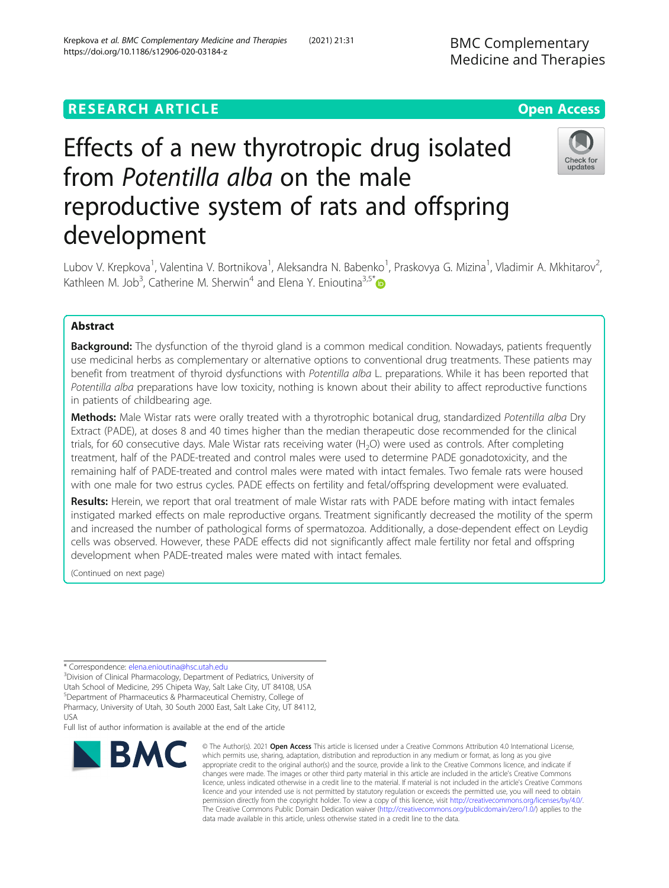RESEARCH ARTICLE Open Access

# Effects of a new thyrotropic drug isolated from *Potentilla alba* on the male reproductive system of rats and offspring development

Lubov V. Krepkova[1], Valentina V. Bortnikova[1], Aleksandra N. Babenko[1], Praskovya G. Mizina[1], Vladimir A. Mkhitarov[2], Kathleen M. Job[3], Catherine M. Sherwin[4] and Elena Y. Enioutina[3,5*]

## Abstract

**Background:** The dysfunction of the thyroid gland is a common medical condition. Nowadays, patients frequently use medicinal herbs as complementary or alternative options to conventional drug treatments. These patients may benefit from treatment of thyroid dysfunctions with *Potentilla alba* L. preparations. While it has been reported that *Potentilla alba* preparations have low toxicity, nothing is known about their ability to affect reproductive functions in patients of childbearing age.

**Methods:** Male Wistar rats were orally treated with a thyrotrophic botanical drug, standardized *Potentilla alba* Dry Extract (PADE), at doses 8 and 40 times higher than the median therapeutic dose recommended for the clinical trials, for 60 consecutive days. Male Wistar rats receiving water ($H_2O$) were used as controls. After completing treatment, half of the PADE-treated and control males were used to determine PADE gonadotoxicity, and the remaining half of PADE-treated and control males were mated with intact females. Two female rats were housed with one male for two estrus cycles. PADE effects on fertility and fetal/offspring development were evaluated.

**Results:** Herein, we report that oral treatment of male Wistar rats with PADE before mating with intact females instigated marked effects on male reproductive organs. Treatment significantly decreased the motility of the sperm and increased the number of pathological forms of spermatozoa. Additionally, a dose-dependent effect on Leydig cells was observed. However, these PADE effects did not significantly affect male fertility nor fetal and offspring development when PADE-treated males were mated with intact females.

(Continued on next page)

\* Correspondence: elena.enioutina@hsc.utah.edu
[3]Division of Clinical Pharmacology, Department of Pediatrics, University of Utah School of Medicine, 295 Chipeta Way, Salt Lake City, UT 84108, USA
[5]Department of Pharmaceutics & Pharmaceutical Chemistry, College of Pharmacy, University of Utah, 30 South 2000 East, Salt Lake City, UT 84112, USA
Full list of author information is available at the end of the article

© The Author(s). 2021 **Open Access** This article is licensed under a Creative Commons Attribution 4.0 International License, which permits use, sharing, adaptation, distribution and reproduction in any medium or format, as long as you give appropriate credit to the original author(s) and the source, provide a link to the Creative Commons licence, and indicate if changes were made. The images or other third party material in this article are included in the article's Creative Commons licence, unless indicated otherwise in a credit line to the material. If material is not included in the article's Creative Commons licence and your intended use is not permitted by statutory regulation or exceeds the permitted use, you will need to obtain permission directly from the copyright holder. To view a copy of this licence, visit http://creativecommons.org/licenses/by/4.0/. The Creative Commons Public Domain Dedication waiver (http://creativecommons.org/publicdomain/zero/1.0/) applies to the data made available in this article, unless otherwise stated in a credit line to the data.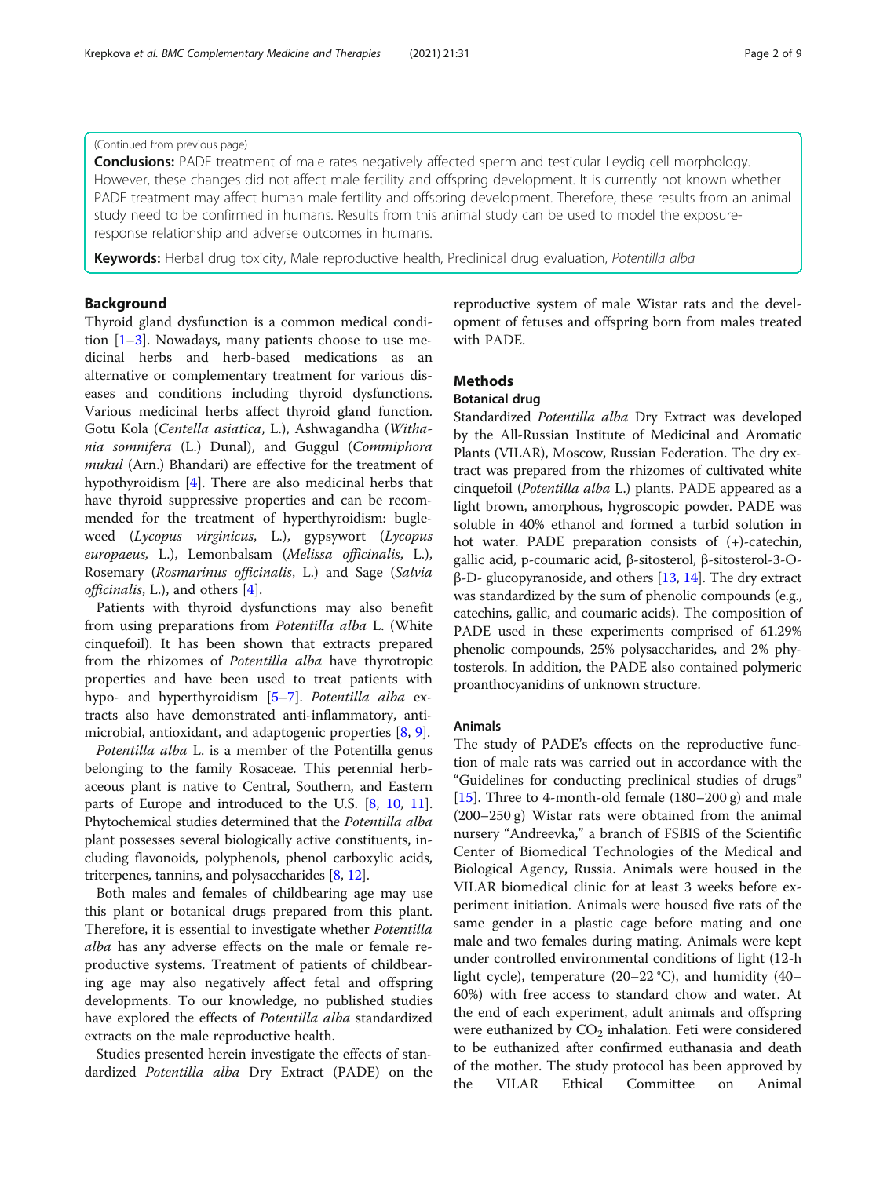(Continued from previous page)

**Conclusions:** PADE treatment of male rates negatively affected sperm and testicular Leydig cell morphology. However, these changes did not affect male fertility and offspring development. It is currently not known whether PADE treatment may affect human male fertility and offspring development. Therefore, these results from an animal study need to be confirmed in humans. Results from this animal study can be used to model the exposure-response relationship and adverse outcomes in humans.

**Keywords:** Herbal drug toxicity, Male reproductive health, Preclinical drug evaluation, *Potentilla alba*

## Background

Thyroid gland dysfunction is a common medical condition [1–3]. Nowadays, many patients choose to use medicinal herbs and herb-based medications as an alternative or complementary treatment for various diseases and conditions including thyroid dysfunctions. Various medicinal herbs affect thyroid gland function. Gotu Kola (*Centella asiatica*, L.), Ashwagandha (*Withania somnifera* (L.) Dunal), and Guggul (*Commiphora mukul* (Arn.) Bhandari) are effective for the treatment of hypothyroidism [4]. There are also medicinal herbs that have thyroid suppressive properties and can be recommended for the treatment of hyperthyroidism: bugleweed (*Lycopus virginicus*, L.), gypsywort (*Lycopus europaeus,* L.), Lemonbalsam (*Melissa officinalis*, L.), Rosemary (*Rosmarinus officinalis*, L.) and Sage (*Salvia officinalis*, L.), and others [4].

Patients with thyroid dysfunctions may also benefit from using preparations from *Potentilla alba* L. (White cinquefoil). It has been shown that extracts prepared from the rhizomes of *Potentilla alba* have thyrotropic properties and have been used to treat patients with hypo- and hyperthyroidism [5–7]. *Potentilla alba* extracts also have demonstrated anti-inflammatory, antimicrobial, antioxidant, and adaptogenic properties [8, 9].

*Potentilla alba* L. is a member of the Potentilla genus belonging to the family Rosaceae. This perennial herbaceous plant is native to Central, Southern, and Eastern parts of Europe and introduced to the U.S. [8, 10, 11]. Phytochemical studies determined that the *Potentilla alba* plant possesses several biologically active constituents, including flavonoids, polyphenols, phenol carboxylic acids, triterpenes, tannins, and polysaccharides [8, 12].

Both males and females of childbearing age may use this plant or botanical drugs prepared from this plant. Therefore, it is essential to investigate whether *Potentilla alba* has any adverse effects on the male or female reproductive systems. Treatment of patients of childbearing age may also negatively affect fetal and offspring developments. To our knowledge, no published studies have explored the effects of *Potentilla alba* standardized extracts on the male reproductive health.

Studies presented herein investigate the effects of standardized *Potentilla alba* Dry Extract (PADE) on the reproductive system of male Wistar rats and the development of fetuses and offspring born from males treated with PADE.

## Methods

### Botanical drug

Standardized *Potentilla alba* Dry Extract was developed by the All-Russian Institute of Medicinal and Aromatic Plants (VILAR), Moscow, Russian Federation. The dry extract was prepared from the rhizomes of cultivated white cinquefoil (*Potentilla alba* L.) plants. PADE appeared as a light brown, amorphous, hygroscopic powder. PADE was soluble in 40% ethanol and formed a turbid solution in hot water. PADE preparation consists of (+)-catechin, gallic acid, p-coumaric acid, β-sitosterol, β-sitosterol-3-O-β-D- glucopyranoside, and others [13, 14]. The dry extract was standardized by the sum of phenolic compounds (e.g., catechins, gallic, and coumaric acids). The composition of PADE used in these experiments comprised of 61.29% phenolic compounds, 25% polysaccharides, and 2% phytosterols. In addition, the PADE also contained polymeric proanthocyanidins of unknown structure.

### Animals

The study of PADE's effects on the reproductive function of male rats was carried out in accordance with the "Guidelines for conducting preclinical studies of drugs" [15]. Three to 4-month-old female (180–200 g) and male (200–250 g) Wistar rats were obtained from the animal nursery "Andreevka," a branch of FSBIS of the Scientific Center of Biomedical Technologies of the Medical and Biological Agency, Russia. Animals were housed in the VILAR biomedical clinic for at least 3 weeks before experiment initiation. Animals were housed five rats of the same gender in a plastic cage before mating and one male and two females during mating. Animals were kept under controlled environmental conditions of light (12-h light cycle), temperature (20–22 °C), and humidity (40–60%) with free access to standard chow and water. At the end of each experiment, adult animals and offspring were euthanized by $CO_2$ inhalation. Feti were considered to be euthanized after confirmed euthanasia and death of the mother. The study protocol has been approved by the VILAR Ethical Committee on Animal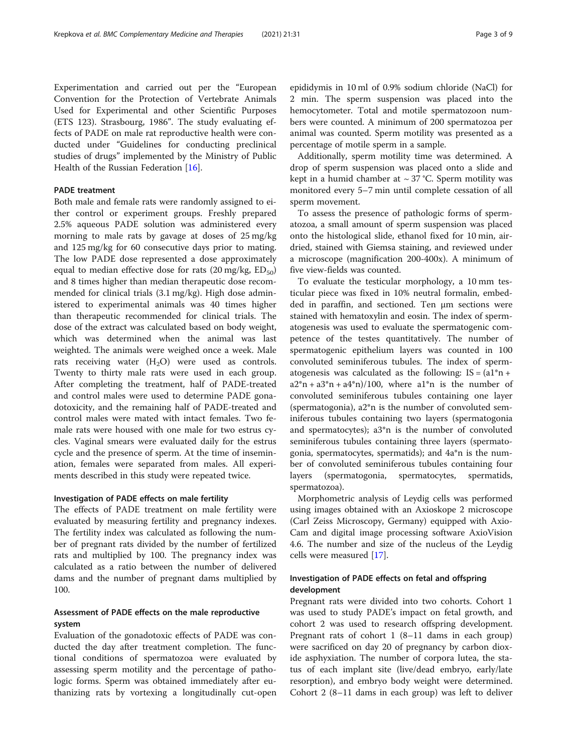Experimentation and carried out per the "European Convention for the Protection of Vertebrate Animals Used for Experimental and other Scientific Purposes (ETS 123). Strasbourg, 1986". The study evaluating effects of PADE on male rat reproductive health were conducted under "Guidelines for conducting preclinical studies of drugs" implemented by the Ministry of Public Health of the Russian Federation [16].

### PADE treatment

Both male and female rats were randomly assigned to either control or experiment groups. Freshly prepared 2.5% aqueous PADE solution was administered every morning to male rats by gavage at doses of 25 mg/kg and 125 mg/kg for 60 consecutive days prior to mating. The low PADE dose represented a dose approximately equal to median effective dose for rats (20 mg/kg, $ED_{50}$) and 8 times higher than median therapeutic dose recommended for clinical trials (3.1 mg/kg). High dose administered to experimental animals was 40 times higher than therapeutic recommended for clinical trials. The dose of the extract was calculated based on body weight, which was determined when the animal was last weighted. The animals were weighed once a week. Male rats receiving water ($H_2O$) were used as controls. Twenty to thirty male rats were used in each group. After completing the treatment, half of PADE-treated and control males were used to determine PADE gonadotoxicity, and the remaining half of PADE-treated and control males were mated with intact females. Two female rats were housed with one male for two estrus cycles. Vaginal smears were evaluated daily for the estrus cycle and the presence of sperm. At the time of insemination, females were separated from males. All experiments described in this study were repeated twice.

#### Investigation of PADE effects on male fertility

The effects of PADE treatment on male fertility were evaluated by measuring fertility and pregnancy indexes. The fertility index was calculated as following the number of pregnant rats divided by the number of fertilized rats and multiplied by 100. The pregnancy index was calculated as a ratio between the number of delivered dams and the number of pregnant dams multiplied by 100.

### Assessment of PADE effects on the male reproductive system

Evaluation of the gonadotoxic effects of PADE was conducted the day after treatment completion. The functional conditions of spermatozoa were evaluated by assessing sperm motility and the percentage of pathologic forms. Sperm was obtained immediately after euthanizing rats by vortexing a longitudinally cut-open epididymis in 10 ml of 0.9% sodium chloride (NaCl) for 2 min. The sperm suspension was placed into the hemocytometer. Total and motile spermatozoon numbers were counted. A minimum of 200 spermatozoa per animal was counted. Sperm motility was presented as a percentage of motile sperm in a sample.

Additionally, sperm motility time was determined. A drop of sperm suspension was placed onto a slide and kept in a humid chamber at ~ 37 °C. Sperm motility was monitored every 5–7 min until complete cessation of all sperm movement.

To assess the presence of pathologic forms of spermatozoa, a small amount of sperm suspension was placed onto the histological slide, ethanol fixed for 10 min, air-dried, stained with Giemsa staining, and reviewed under a microscope (magnification 200-400x). A minimum of five view-fields was counted.

To evaluate the testicular morphology, a 10 mm testicular piece was fixed in 10% neutral formalin, embedded in paraffin, and sectioned. Ten μm sections were stained with hematoxylin and eosin. The index of spermatogenesis was used to evaluate the spermatogenic competence of the testes quantitatively. The number of spermatogenic epithelium layers was counted in 100 convoluted seminiferous tubules. The index of spermatogenesis was calculated as the following: $IS = (a1^*n + a2^*n + a3^*n + a4^*n)/100$, where $a1^*n$ is the number of convoluted seminiferous tubules containing one layer (spermatogonia), $a2^*n$ is the number of convoluted seminiferous tubules containing two layers (spermatogonia and spermatocytes); $a3^*n$ is the number of convoluted seminiferous tubules containing three layers (spermatogonia, spermatocytes, spermatids); and $4a^*n$ is the number of convoluted seminiferous tubules containing four layers (spermatogonia, spermatocytes, spermatids, spermatozoa).

Morphometric analysis of Leydig cells was performed using images obtained with an Axioskope 2 microscope (Carl Zeiss Microscopy, Germany) equipped with AxioCam and digital image processing software AxioVision 4.6. The number and size of the nucleus of the Leydig cells were measured [17].

### Investigation of PADE effects on fetal and offspring development

Pregnant rats were divided into two cohorts. Cohort 1 was used to study PADE's impact on fetal growth, and cohort 2 was used to research offspring development. Pregnant rats of cohort 1 (8–11 dams in each group) were sacrificed on day 20 of pregnancy by carbon dioxide asphyxiation. The number of corpora lutea, the status of each implant site (live/dead embryo, early/late resorption), and embryo body weight were determined. Cohort 2 (8–11 dams in each group) was left to deliver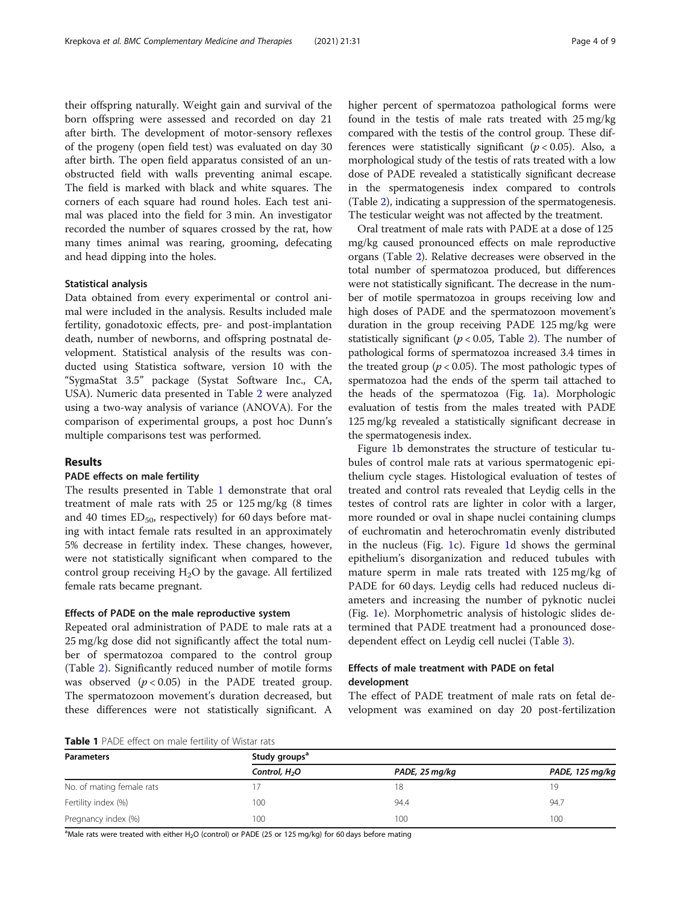their offspring naturally. Weight gain and survival of the born offspring were assessed and recorded on day 21 after birth. The development of motor-sensory reflexes of the progeny (open field test) was evaluated on day 30 after birth. The open field apparatus consisted of an unobstructed field with walls preventing animal escape. The field is marked with black and white squares. The corners of each square had round holes. Each test animal was placed into the field for 3 min. An investigator recorded the number of squares crossed by the rat, how many times animal was rearing, grooming, defecating and head dipping into the holes.

### Statistical analysis

Data obtained from every experimental or control animal were included in the analysis. Results included male fertility, gonadotoxic effects, pre- and post-implantation death, number of newborns, and offspring postnatal development. Statistical analysis of the results was conducted using Statistica software, version 10 with the "SygmaStat 3.5" package (Systat Software Inc., CA, USA). Numeric data presented in Table 2 were analyzed using a two-way analysis of variance (ANOVA). For the comparison of experimental groups, a post hoc Dunn's multiple comparisons test was performed.

## Results

### PADE effects on male fertility

The results presented in Table 1 demonstrate that oral treatment of male rats with 25 or 125 mg/kg (8 times and 40 times $ED_{50}$, respectively) for 60 days before mating with intact female rats resulted in an approximately 5% decrease in fertility index. These changes, however, were not statistically significant when compared to the control group receiving $H_2O$ by the gavage. All fertilized female rats became pregnant.

### Effects of PADE on the male reproductive system

Repeated oral administration of PADE to male rats at a 25 mg/kg dose did not significantly affect the total number of spermatozoa compared to the control group (Table 2). Significantly reduced number of motile forms was observed ($p < 0.05$) in the PADE treated group. The spermatozoon movement's duration decreased, but these differences were not statistically significant. A higher percent of spermatozoa pathological forms were found in the testis of male rats treated with 25 mg/kg compared with the testis of the control group. These differences were statistically significant ($p < 0.05$). Also, a morphological study of the testis of rats treated with a low dose of PADE revealed a statistically significant decrease in the spermatogenesis index compared to controls (Table 2), indicating a suppression of the spermatogenesis. The testicular weight was not affected by the treatment.

Oral treatment of male rats with PADE at a dose of 125 mg/kg caused pronounced effects on male reproductive organs (Table 2). Relative decreases were observed in the total number of spermatozoa produced, but differences were not statistically significant. The decrease in the number of motile spermatozoa in groups receiving low and high doses of PADE and the spermatozoon movement's duration in the group receiving PADE 125 mg/kg were statistically significant ($p < 0.05$, Table 2). The number of pathological forms of spermatozoa increased 3.4 times in the treated group ($p < 0.05$). The most pathologic types of spermatozoa had the ends of the sperm tail attached to the heads of the spermatozoa (Fig. 1a). Morphologic evaluation of testis from the males treated with PADE 125 mg/kg revealed a statistically significant decrease in the spermatogenesis index.

Figure 1b demonstrates the structure of testicular tubules of control male rats at various spermatogenic epithelium cycle stages. Histological evaluation of testes of treated and control rats revealed that Leydig cells in the testes of control rats are lighter in color with a larger, more rounded or oval in shape nuclei containing clumps of euchromatin and heterochromatin evenly distributed in the nucleus (Fig. 1c). Figure 1d shows the germinal epithelium's disorganization and reduced tubules with mature sperm in male rats treated with 125 mg/kg of PADE for 60 days. Leydig cells had reduced nucleus diameters and increasing the number of pyknotic nuclei (Fig. 1e). Morphometric analysis of histologic slides determined that PADE treatment had a pronounced dose-dependent effect on Leydig cell nuclei (Table 3).

### Effects of male treatment with PADE on fetal development

The effect of PADE treatment of male rats on fetal development was examined on day 20 post-fertilization

**Table 1** PADE effect on male fertility of Wistar rats

| Parameters | Study groups[a] | | |
|---|---|---|---|
| | *Control, $H_2O$* | *PADE, 25 mg/kg* | *PADE, 125 mg/kg* |
| No. of mating female rats | 17 | 18 | 19 |
| Fertility index (%) | 100 | 94.4 | 94.7 |
| Pregnancy index (%) | 100 | 100 | 100 |

[a]Male rats were treated with either $H_2O$ (control) or PADE (25 or 125 mg/kg) for 60 days before mating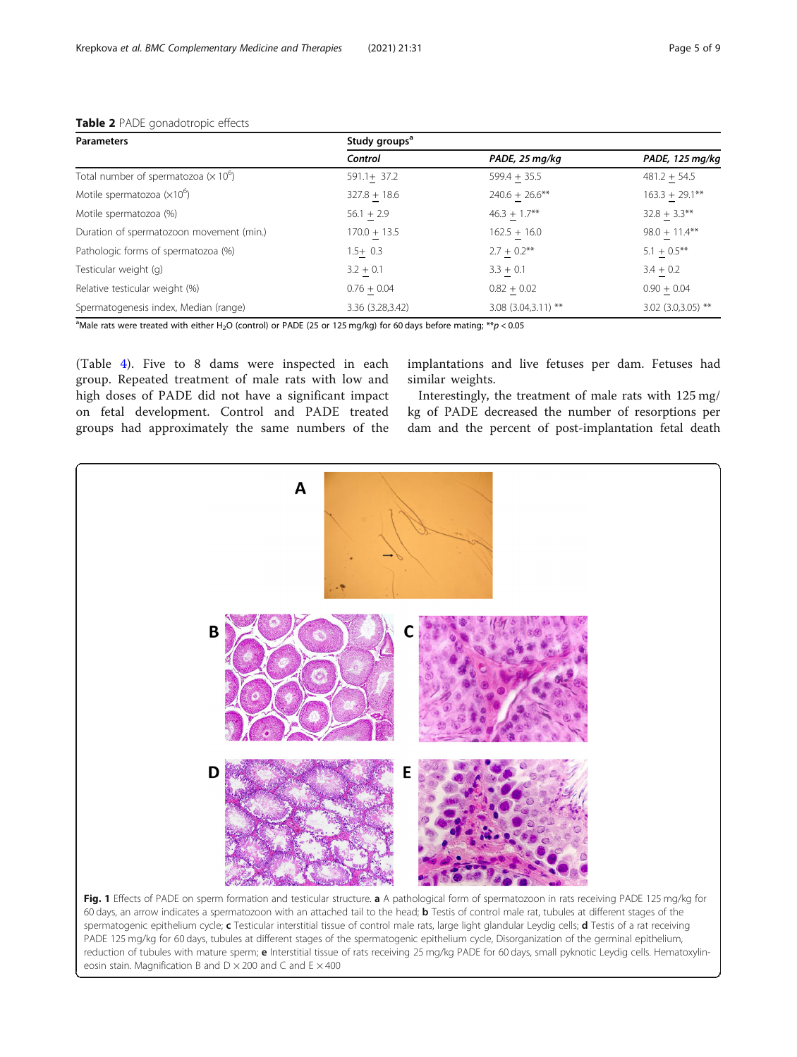**Table 2** PADE gonadotropic effects

| Parameters | Study groups[a] | | |
|---|---|---|---|
| | *Control* | *PADE, 25 mg/kg* | *PADE, 125 mg/kg* |
| Total number of spermatozoa ($\times 10^6$) | 591.1 ± 37.2 | 599.4 ± 35.5 | 481.2 ± 54.5 |
| Motile spermatozoa ($\times 10^6$) | 327.8 ± 18.6 | 240.6 ± 26.6** | 163.3 ± 29.1** |
| Motile spermatozoa (%) | 56.1 ± 2.9 | 46.3 ± 1.7** | 32.8 ± 3.3** |
| Duration of spermatozoon movement (min.) | 170.0 ± 13.5 | 162.5 ± 16.0 | 98.0 ± 11.4** |
| Pathologic forms of spermatozoa (%) | 1.5 ± 0.3 | 2.7 ± 0.2** | 5.1 ± 0.5** |
| Testicular weight (g) | 3.2 ± 0.1 | 3.3 ± 0.1 | 3.4 ± 0.2 |
| Relative testicular weight (%) | 0.76 ± 0.04 | 0.82 ± 0.02 | 0.90 ± 0.04 |
| Spermatogenesis index, Median (range) | 3.36 (3.28,3.42) | 3.08 (3.04,3.11) ** | 3.02 (3.0,3.05) ** |

[a]Male rats were treated with either $H_2O$ (control) or PADE (25 or 125 mg/kg) for 60 days before mating; ** $p < 0.05$

(Table 4). Five to 8 dams were inspected in each group. Repeated treatment of male rats with low and high doses of PADE did not have a significant impact on fetal development. Control and PADE treated groups had approximately the same numbers of the implantations and live fetuses per dam. Fetuses had similar weights.

Interestingly, the treatment of male rats with 125 mg/kg of PADE decreased the number of resorptions per dam and the percent of post-implantation fetal death

**Fig. 1** Effects of PADE on sperm formation and testicular structure. **a** A pathological form of spermatozoon in rats receiving PADE 125 mg/kg for 60 days, an arrow indicates a spermatozoon with an attached tail to the head; **b** Testis of control male rat, tubules at different stages of the spermatogenic epithelium cycle; **c** Testicular interstitial tissue of control male rats, large light glandular Leydig cells; **d** Testis of a rat receiving PADE 125 mg/kg for 60 days, tubules at different stages of the spermatogenic epithelium cycle, Disorganization of the germinal epithelium, reduction of tubules with mature sperm; **e** Interstitial tissue of rats receiving 25 mg/kg PADE for 60 days, small pyknotic Leydig cells. Hematoxylin-eosin stain. Magnification B and D × 200 and C and E × 400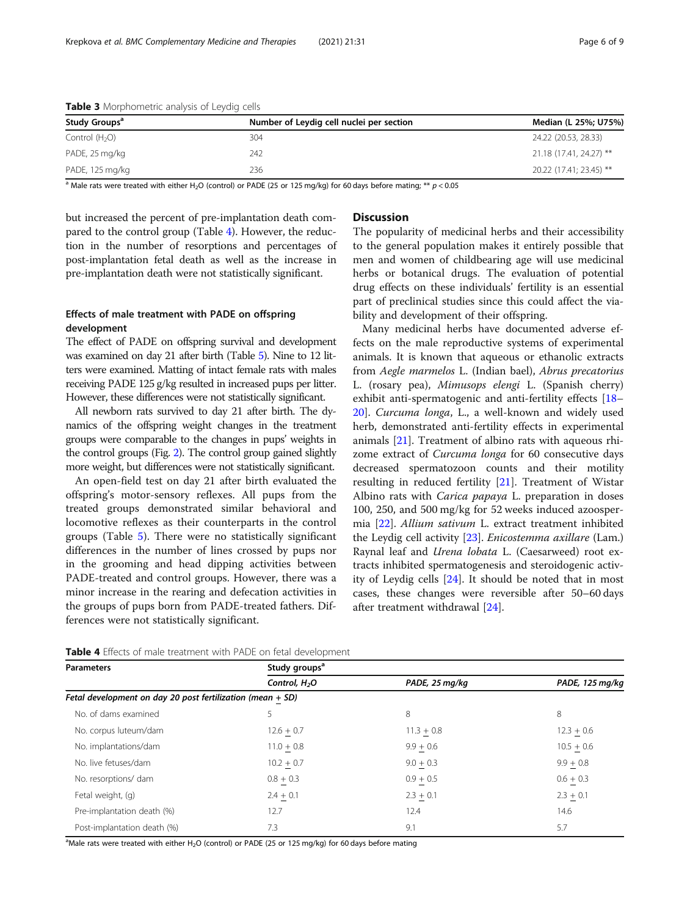**Table 3** Morphometric analysis of Leydig cells

| Study Groups[a] | Number of Leydig cell nuclei per section | Median (L 25%; U75%) |
|---|---|---|
| Control ($H_2O$) | 304 | 24.22 (20.53, 28.33) |
| PADE, 25 mg/kg | 242 | 21.18 (17.41, 24.27) ** |
| PADE, 125 mg/kg | 236 | 20.22 (17.41; 23.45) ** |

[a] Male rats were treated with either $H_2O$ (control) or PADE (25 or 125 mg/kg) for 60 days before mating; ** $p < 0.05$

but increased the percent of pre-implantation death compared to the control group (Table 4). However, the reduction in the number of resorptions and percentages of post-implantation fetal death as well as the increase in pre-implantation death were not statistically significant.

### Effects of male treatment with PADE on offspring development

The effect of PADE on offspring survival and development was examined on day 21 after birth (Table 5). Nine to 12 litters were examined. Matting of intact female rats with males receiving PADE 125 g/kg resulted in increased pups per litter. However, these differences were not statistically significant.

All newborn rats survived to day 21 after birth. The dynamics of the offspring weight changes in the treatment groups were comparable to the changes in pups' weights in the control groups (Fig. 2). The control group gained slightly more weight, but differences were not statistically significant.

An open-field test on day 21 after birth evaluated the offspring's motor-sensory reflexes. All pups from the treated groups demonstrated similar behavioral and locomotive reflexes as their counterparts in the control groups (Table 5). There were no statistically significant differences in the number of lines crossed by pups nor in the grooming and head dipping activities between PADE-treated and control groups. However, there was a minor increase in the rearing and defecation activities in the groups of pups born from PADE-treated fathers. Differences were not statistically significant.

## Discussion

The popularity of medicinal herbs and their accessibility to the general population makes it entirely possible that men and women of childbearing age will use medicinal herbs or botanical drugs. The evaluation of potential drug effects on these individuals' fertility is an essential part of preclinical studies since this could affect the viability and development of their offspring.

Many medicinal herbs have documented adverse effects on the male reproductive systems of experimental animals. It is known that aqueous or ethanolic extracts from *Aegle marmelos* L. (Indian bael), *Abrus precatorius* L. (rosary pea), *Mimusops elengi* L. (Spanish cherry) exhibit anti-spermatogenic and anti-fertility effects [18–20]. *Curcuma longa*, L., a well-known and widely used herb, demonstrated anti-fertility effects in experimental animals [21]. Treatment of albino rats with aqueous rhizome extract of *Curcuma longa* for 60 consecutive days decreased spermatozoon counts and their motility resulting in reduced fertility [21]. Treatment of Wistar Albino rats with *Carica papaya* L. preparation in doses 100, 250, and 500 mg/kg for 52 weeks induced azoospermia [22]. *Allium sativum* L. extract treatment inhibited the Leydig cell activity [23]. *Enicostemma axillare* (Lam.) Raynal leaf and *Urena lobata* L. (Caesarweed) root extracts inhibited spermatogenesis and steroidogenic activity of Leydig cells [24]. It should be noted that in most cases, these changes were reversible after 50–60 days after treatment withdrawal [24].

**Table 4** Effects of male treatment with PADE on fetal development

| Parameters | Study groups[a] | | |
|---|---|---|---|
| | *Control, $H_2O$* | *PADE, 25 mg/kg* | *PADE, 125 mg/kg* |
| *Fetal development on day 20 post fertilization (mean + SD)* | | | |
| No. of dams examined | 5 | 8 | 8 |
| No. corpus luteum/dam | 12.6 + 0.7 | 11.3 + 0.8 | 12.3 + 0.6 |
| No. implantations/dam | 11.0 + 0.8 | 9.9 + 0.6 | 10.5 + 0.6 |
| No. live fetuses/dam | 10.2 + 0.7 | 9.0 + 0.3 | 9.9 + 0.8 |
| No. resorptions/ dam | 0.8 + 0.3 | 0.9 + 0.5 | 0.6 + 0.3 |
| Fetal weight, (g) | 2.4 + 0.1 | 2.3 + 0.1 | 2.3 + 0.1 |
| Pre-implantation death (%) | 12.7 | 12.4 | 14.6 |
| Post-implantation death (%) | 7.3 | 9.1 | 5.7 |

[a]Male rats were treated with either $H_2O$ (control) or PADE (25 or 125 mg/kg) for 60 days before mating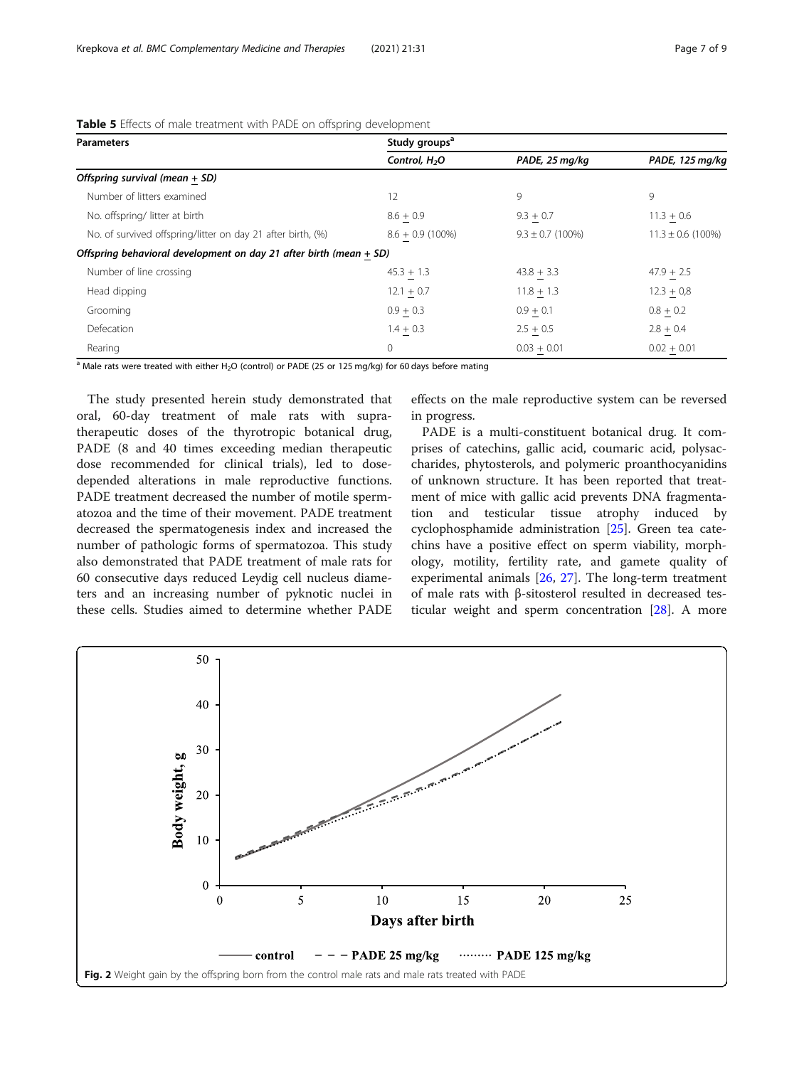**Table 5** Effects of male treatment with PADE on offspring development

| Parameters | Study groups[a] | | |
|---|---|---|---|
| | Control, $H_2O$ | PADE, 25 mg/kg | PADE, 125 mg/kg |
| ***Offspring survival (mean ± SD)*** | | | |
| Number of litters examined | 12 | 9 | 9 |
| No. offspring/ litter at birth | 8.6 ± 0.9 | 9.3 ± 0.7 | 11.3 ± 0.6 |
| No. of survived offspring/litter on day 21 after birth, (%) | 8.6 ± 0.9 (100%) | 9.3 ± 0.7 (100%) | 11.3 ± 0.6 (100%) |
| ***Offspring behavioral development on day 21 after birth (mean ± SD)*** | | | |
| Number of line crossing | 45.3 ± 1.3 | 43.8 ± 3.3 | 47.9 ± 2.5 |
| Head dipping | 12.1 ± 0.7 | 11.8 ± 1.3 | 12.3 ± 0,8 |
| Grooming | 0.9 ± 0.3 | 0.9 ± 0.1 | 0.8 ± 0.2 |
| Defecation | 1.4 ± 0.3 | 2.5 ± 0.5 | 2.8 ± 0.4 |
| Rearing | 0 | 0.03 ± 0.01 | 0.02 ± 0.01 |

[a] Male rats were treated with either $H_2O$ (control) or PADE (25 or 125 mg/kg) for 60 days before mating

The study presented herein study demonstrated that oral, 60-day treatment of male rats with supra-therapeutic doses of the thyrotropic botanical drug, PADE (8 and 40 times exceeding median therapeutic dose recommended for clinical trials), led to dose-depended alterations in male reproductive functions. PADE treatment decreased the number of motile spermatozoa and the time of their movement. PADE treatment decreased the spermatogenesis index and increased the number of pathologic forms of spermatozoa. This study also demonstrated that PADE treatment of male rats for 60 consecutive days reduced Leydig cell nucleus diameters and an increasing number of pyknotic nuclei in these cells. Studies aimed to determine whether PADE effects on the male reproductive system can be reversed in progress.

PADE is a multi-constituent botanical drug. It comprises of catechins, gallic acid, coumaric acid, polysaccharides, phytosterols, and polymeric proanthocyanidins of unknown structure. It has been reported that treatment of mice with gallic acid prevents DNA fragmentation and testicular tissue atrophy induced by cyclophosphamide administration [25]. Green tea catechins have a positive effect on sperm viability, morphology, motility, fertility rate, and gamete quality of experimental animals [26, 27]. The long-term treatment of male rats with β-sitosterol resulted in decreased testicular weight and sperm concentration [28]. A more

**Fig. 2** Weight gain by the offspring born from the control male rats and male rats treated with PADE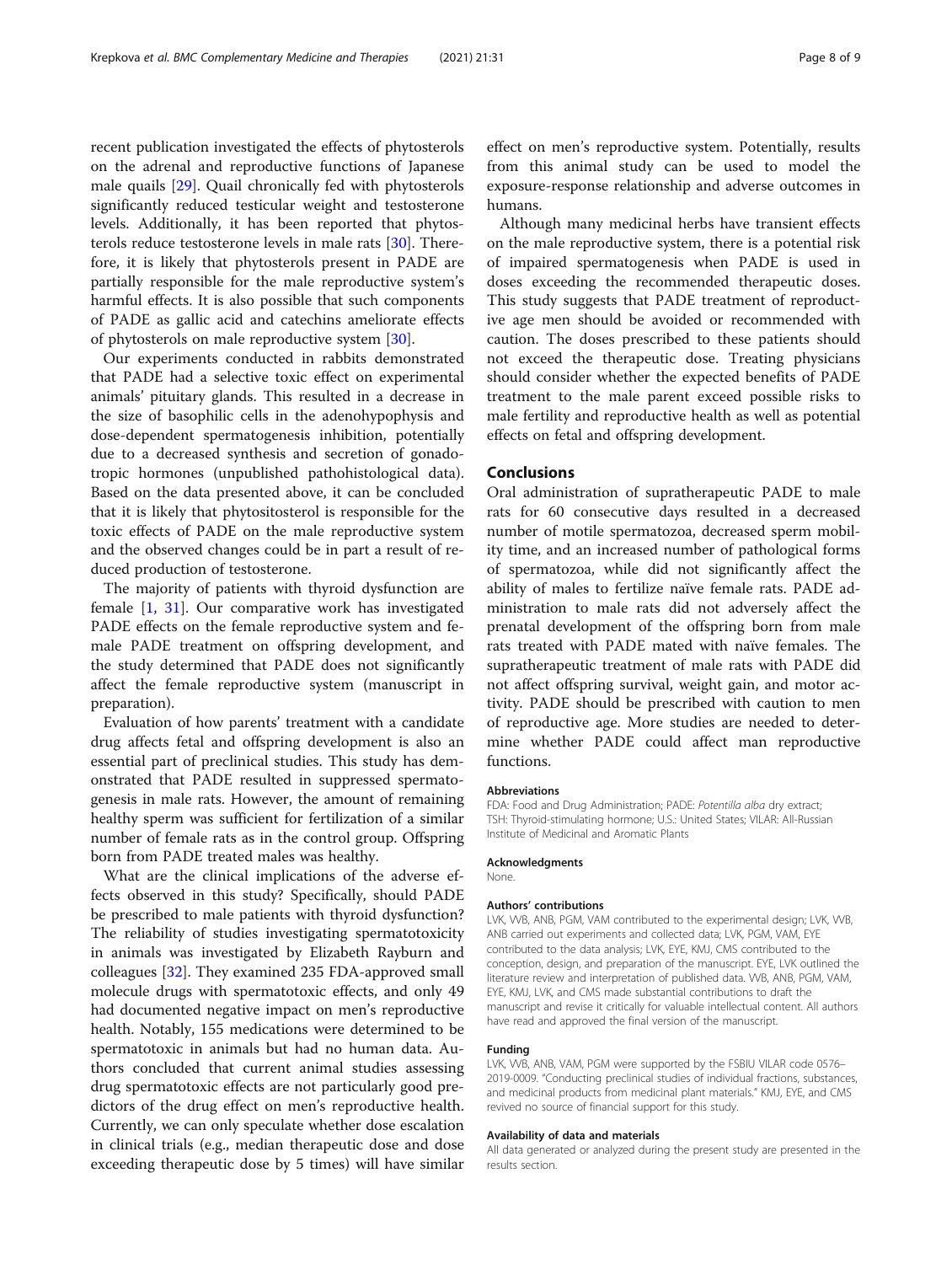recent publication investigated the effects of phytosterols on the adrenal and reproductive functions of Japanese male quails [29]. Quail chronically fed with phytosterols significantly reduced testicular weight and testosterone levels. Additionally, it has been reported that phytosterols reduce testosterone levels in male rats [30]. Therefore, it is likely that phytosterols present in PADE are partially responsible for the male reproductive system's harmful effects. It is also possible that such components of PADE as gallic acid and catechins ameliorate effects of phytosterols on male reproductive system [30].

Our experiments conducted in rabbits demonstrated that PADE had a selective toxic effect on experimental animals' pituitary glands. This resulted in a decrease in the size of basophilic cells in the adenohypophysis and dose-dependent spermatogenesis inhibition, potentially due to a decreased synthesis and secretion of gonadotropic hormones (unpublished pathohistological data). Based on the data presented above, it can be concluded that it is likely that phytositosterol is responsible for the toxic effects of PADE on the male reproductive system and the observed changes could be in part a result of reduced production of testosterone.

The majority of patients with thyroid dysfunction are female [1, 31]. Our comparative work has investigated PADE effects on the female reproductive system and female PADE treatment on offspring development, and the study determined that PADE does not significantly affect the female reproductive system (manuscript in preparation).

Evaluation of how parents' treatment with a candidate drug affects fetal and offspring development is also an essential part of preclinical studies. This study has demonstrated that PADE resulted in suppressed spermatogenesis in male rats. However, the amount of remaining healthy sperm was sufficient for fertilization of a similar number of female rats as in the control group. Offspring born from PADE treated males was healthy.

What are the clinical implications of the adverse effects observed in this study? Specifically, should PADE be prescribed to male patients with thyroid dysfunction? The reliability of studies investigating spermatotoxicity in animals was investigated by Elizabeth Rayburn and colleagues [32]. They examined 235 FDA-approved small molecule drugs with spermatotoxic effects, and only 49 had documented negative impact on men's reproductive health. Notably, 155 medications were determined to be spermatotoxic in animals but had no human data. Authors concluded that current animal studies assessing drug spermatotoxic effects are not particularly good predictors of the drug effect on men's reproductive health. Currently, we can only speculate whether dose escalation in clinical trials (e.g., median therapeutic dose and dose exceeding therapeutic dose by 5 times) will have similar effect on men's reproductive system. Potentially, results from this animal study can be used to model the exposure-response relationship and adverse outcomes in humans.

Although many medicinal herbs have transient effects on the male reproductive system, there is a potential risk of impaired spermatogenesis when PADE is used in doses exceeding the recommended therapeutic doses. This study suggests that PADE treatment of reproductive age men should be avoided or recommended with caution. The doses prescribed to these patients should not exceed the therapeutic dose. Treating physicians should consider whether the expected benefits of PADE treatment to the male parent exceed possible risks to male fertility and reproductive health as well as potential effects on fetal and offspring development.

## Conclusions

Oral administration of supratherapeutic PADE to male rats for 60 consecutive days resulted in a decreased number of motile spermatozoa, decreased sperm mobility time, and an increased number of pathological forms of spermatozoa, while did not significantly affect the ability of males to fertilize naïve female rats. PADE administration to male rats did not adversely affect the prenatal development of the offspring born from male rats treated with PADE mated with naïve females. The supratherapeutic treatment of male rats with PADE did not affect offspring survival, weight gain, and motor activity. PADE should be prescribed with caution to men of reproductive age. More studies are needed to determine whether PADE could affect man reproductive functions.

#### Abbreviations

FDA: Food and Drug Administration; PADE: *Potentilla alba* dry extract; TSH: Thyroid-stimulating hormone; U.S.: United States; VILAR: All-Russian Institute of Medicinal and Aromatic Plants

#### Acknowledgments

None.

#### Authors' contributions

LVK, VVB, ANB, PGM, VAM contributed to the experimental design; LVK, VVB, ANB carried out experiments and collected data; LVK, PGM, VAM, EYE contributed to the data analysis; LVK, EYE, KMJ, CMS contributed to the conception, design, and preparation of the manuscript. EYE, LVK outlined the literature review and interpretation of published data. VVB, ANB, PGM, VAM, EYE, KMJ, LVK, and CMS made substantial contributions to draft the manuscript and revise it critically for valuable intellectual content. All authors have read and approved the final version of the manuscript.

#### Funding

LVK, VVB, ANB, VAM, PGM were supported by the FSBIU VILAR code 0576–2019-0009. "Conducting preclinical studies of individual fractions, substances, and medicinal products from medicinal plant materials." KMJ, EYE, and CMS revived no source of financial support for this study.

#### Availability of data and materials

All data generated or analyzed during the present study are presented in the results section.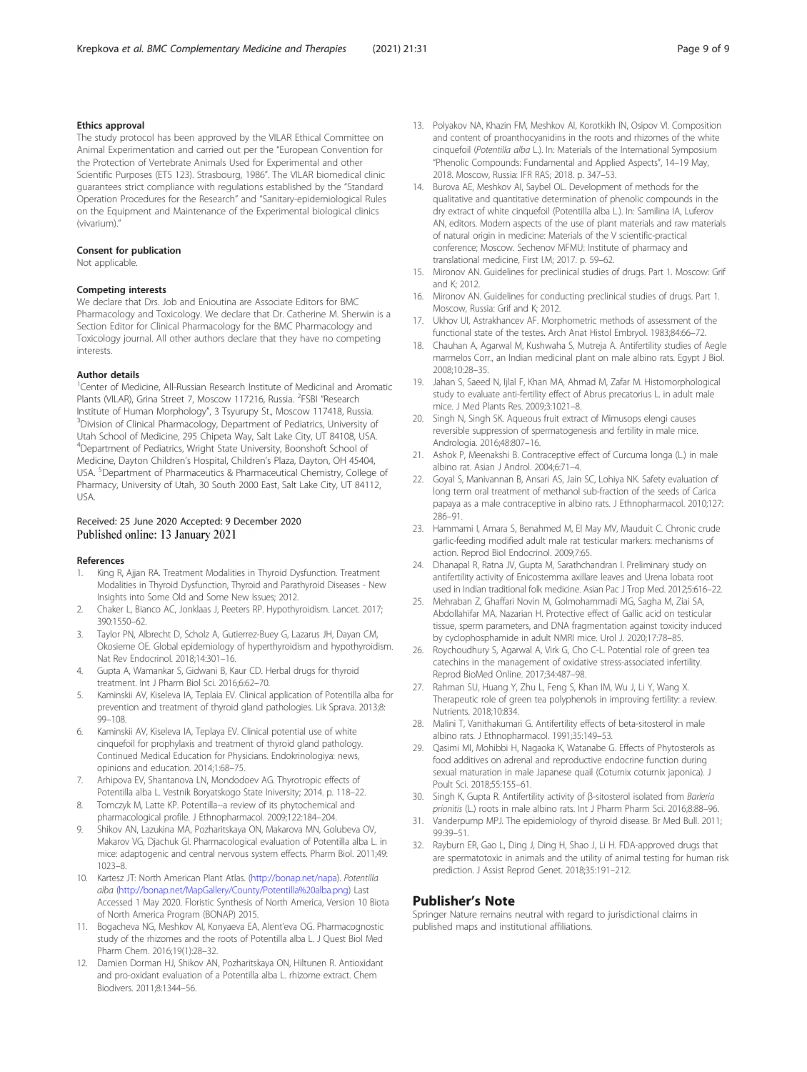#### Ethics approval

The study protocol has been approved by the VILAR Ethical Committee on Animal Experimentation and carried out per the "European Convention for the Protection of Vertebrate Animals Used for Experimental and other Scientific Purposes (ETS 123). Strasbourg, 1986". The VILAR biomedical clinic guarantees strict compliance with regulations established by the "Standard Operation Procedures for the Research" and "Sanitary-epidemiological Rules on the Equipment and Maintenance of the Experimental biological clinics (vivarium)."

#### Consent for publication

Not applicable.

#### Competing interests

We declare that Drs. Job and Enioutina are Associate Editors for BMC Pharmacology and Toxicology. We declare that Dr. Catherine M. Sherwin is a Section Editor for Clinical Pharmacology for the BMC Pharmacology and Toxicology journal. All other authors declare that they have no competing interests.

#### Author details

[1]Center of Medicine, All-Russian Research Institute of Medicinal and Aromatic Plants (VILAR), Grina Street 7, Moscow 117216, Russia. [2]FSBI "Research Institute of Human Morphology", 3 Tsyurupy St., Moscow 117418, Russia. [3]Division of Clinical Pharmacology, Department of Pediatrics, University of Utah School of Medicine, 295 Chipeta Way, Salt Lake City, UT 84108, USA. [4]Department of Pediatrics, Wright State University, Boonshoft School of Medicine, Dayton Children's Hospital, Children's Plaza, Dayton, OH 45404, USA. [5]Department of Pharmaceutics & Pharmaceutical Chemistry, College of Pharmacy, University of Utah, 30 South 2000 East, Salt Lake City, UT 84112, USA.

Received: 25 June 2020 Accepted: 9 December 2020
Published online: 13 January 2021

#### References

1. King R, Ajjan RA. Treatment Modalities in Thyroid Dysfunction. Treatment Modalities in Thyroid Dysfunction, Thyroid and Parathyroid Diseases - New Insights into Some Old and Some New Issues; 2012.
2. Chaker L, Bianco AC, Jonklaas J, Peeters RP. Hypothyroidism. Lancet. 2017; 390:1550–62.
3. Taylor PN, Albrecht D, Scholz A, Gutierrez-Buey G, Lazarus JH, Dayan CM, Okosieme OE. Global epidemiology of hyperthyroidism and hypothyroidism. Nat Rev Endocrinol. 2018;14:301–16.
4. Gupta A, Wamankar S, Gidwani B, Kaur CD. Herbal drugs for thyroid treatment. Int J Pharm Biol Sci. 2016;6:62–70.
5. Kaminskii AV, Kiseleva IA, Teplaia EV. Clinical application of Potentilla alba for prevention and treatment of thyroid gland pathologies. Lik Sprava. 2013;8: 99–108.
6. Kaminskii AV, Kiseleva IA, Teplaya EV. Clinical potential use of white cinquefoil for prophylaxis and treatment of thyroid gland pathology. Continued Medical Education for Physicians. Endokrinologiya: news, opinions and education. 2014;1:68–75.
7. Arhipova EV, Shantanova LN, Mondodoev AG. Thyrotropic effects of Potentilla alba L. Vestnik Boryatskogo State Iniversity; 2014. p. 118–22.
8. Tomczyk M, Latte KP. Potentilla--a review of its phytochemical and pharmacological profile. J Ethnopharmacol. 2009;122:184–204.
9. Shikov AN, Lazukina MA, Pozharitskaya ON, Makarova MN, Golubeva OV, Makarov VG, Djachuk GI. Pharmacological evaluation of Potentilla alba L. in mice: adaptogenic and central nervous system effects. Pharm Biol. 2011;49: 1023–8.
10. Kartesz JT: North American Plant Atlas. (http://bonap.net/napa). *Potentilla alba* (http://bonap.net/MapGallery/County/Potentilla%20alba.png) Last Accessed 1 May 2020. Floristic Synthesis of North America, Version 10 Biota of North America Program (BONAP) 2015.
11. Bogacheva NG, Meshkov AI, Konyaeva EA, Alent'eva OG. Pharmacognostic study of the rhizomes and the roots of Potentilla alba L. J Quest Biol Med Pharm Chem. 2016;19(1):28–32.
12. Damien Dorman HJ, Shikov AN, Pozharitskaya ON, Hiltunen R. Antioxidant and pro-oxidant evaluation of a Potentilla alba L. rhizome extract. Chem Biodivers. 2011;8:1344–56.
13. Polyakov NA, Khazin FM, Meshkov AI, Korotkikh IN, Osipov VI. Composition and content of proanthocyanidins in the roots and rhizomes of the white cinquefoil (*Potentilla alba* L.). In: Materials of the International Symposium "Phenolic Compounds: Fundamental and Applied Aspects", 14–19 May, 2018. Moscow, Russia: IFR RAS; 2018. p. 347–53.
14. Burova AE, Meshkov AI, Saybel OL. Development of methods for the qualitative and quantitative determination of phenolic compounds in the dry extract of white cinquefoil (Potentilla alba L.). In: Samilina IA, Luferov AN, editors. Modern aspects of the use of plant materials and raw materials of natural origin in medicine: Materials of the V scientific-practical conference; Moscow. Sechenov MFMU: Institute of pharmacy and translational medicine, First I.M; 2017. p. 59–62.
15. Mironov AN. Guidelines for preclinical studies of drugs. Part 1. Moscow: Grif and K; 2012.
16. Mironov AN. Guidelines for conducting preclinical studies of drugs. Part 1. Moscow, Russia: Grif and K; 2012.
17. Ukhov UI, Astrakhancev AF. Morphometric methods of assessment of the functional state of the testes. Arch Anat Histol Embryol. 1983;84:66–72.
18. Chauhan A, Agarwal M, Kushwaha S, Mutreja A. Antifertility studies of Aegle marmelos Corr., an Indian medicinal plant on male albino rats. Egypt J Biol. 2008;10:28–35.
19. Jahan S, Saeed N, Ijlal F, Khan MA, Ahmad M, Zafar M. Histomorphological study to evaluate anti-fertility effect of Abrus precatorius L. in adult male mice. J Med Plants Res. 2009;3:1021–8.
20. Singh N, Singh SK. Aqueous fruit extract of Mimusops elengi causes reversible suppression of spermatogenesis and fertility in male mice. Andrologia. 2016;48:807–16.
21. Ashok P, Meenakshi B. Contraceptive effect of Curcuma longa (L.) in male albino rat. Asian J Androl. 2004;6:71–4.
22. Goyal S, Manivannan B, Ansari AS, Jain SC, Lohiya NK. Safety evaluation of long term oral treatment of methanol sub-fraction of the seeds of Carica papaya as a male contraceptive in albino rats. J Ethnopharmacol. 2010;127: 286–91.
23. Hammami I, Amara S, Benahmed M, El May MV, Mauduit C. Chronic crude garlic-feeding modified adult male rat testicular markers: mechanisms of action. Reprod Biol Endocrinol. 2009;7:65.
24. Dhanapal R, Ratna JV, Gupta M, Sarathchandran I. Preliminary study on antifertility activity of Enicostemma axillare leaves and Urena lobata root used in Indian traditional folk medicine. Asian Pac J Trop Med. 2012;5:616–22.
25. Mehraban Z, Ghaffari Novin M, Golmohammadi MG, Sagha M, Ziai SA, Abdollahifar MA, Nazarian H. Protective effect of Gallic acid on testicular tissue, sperm parameters, and DNA fragmentation against toxicity induced by cyclophosphamide in adult NMRI mice. Urol J. 2020;17:78–85.
26. Roychoudhury S, Agarwal A, Virk G, Cho C-L. Potential role of green tea catechins in the management of oxidative stress-associated infertility. Reprod BioMed Online. 2017;34:487–98.
27. Rahman SU, Huang Y, Zhu L, Feng S, Khan IM, Wu J, Li Y, Wang X. Therapeutic role of green tea polyphenols in improving fertility: a review. Nutrients. 2018;10:834.
28. Malini T, Vanithakumari G. Antifertility effects of beta-sitosterol in male albino rats. J Ethnopharmacol. 1991;35:149–53.
29. Qasimi MI, Mohibbi H, Nagaoka K, Watanabe G. Effects of Phytosterols as food additives on adrenal and reproductive endocrine function during sexual maturation in male Japanese quail (Coturnix coturnix japonica). J Poult Sci. 2018;55:155–61.
30. Singh K, Gupta R. Antifertility activity of β-sitosterol isolated from *Barleria prionitis* (L.) roots in male albino rats. Int J Pharm Pharm Sci. 2016;8:88–96.
31. Vanderpump MPJ. The epidemiology of thyroid disease. Br Med Bull. 2011; 99:39–51.
32. Rayburn ER, Gao L, Ding J, Ding H, Shao J, Li H. FDA-approved drugs that are spermatotoxic in animals and the utility of animal testing for human risk prediction. J Assist Reprod Genet. 2018;35:191–212.

## Publisher's Note

Springer Nature remains neutral with regard to jurisdictional claims in published maps and institutional affiliations.